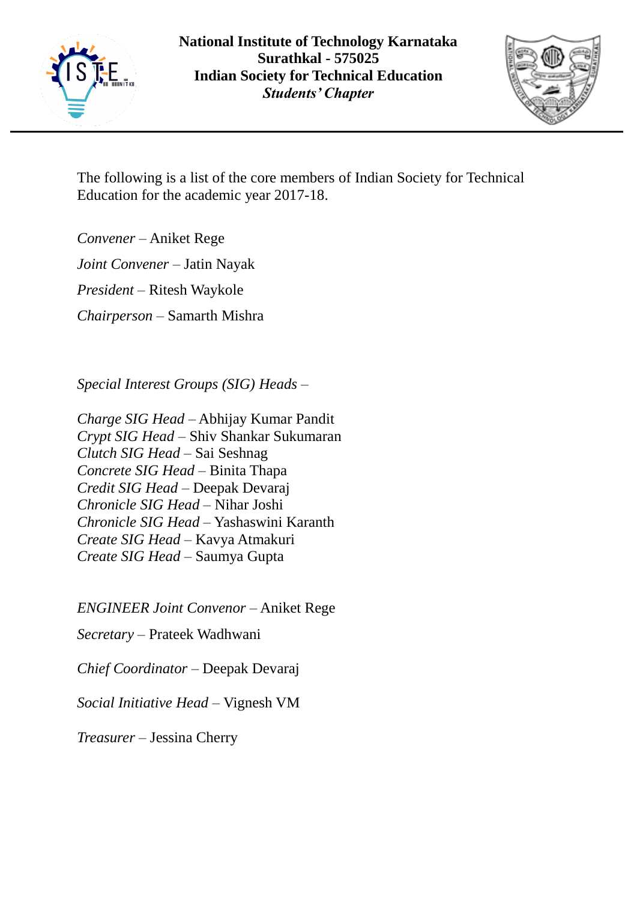**National Institute of Technology Karnataka**
**Surathkal - 575025**
**Indian Society for Technical Education**
***Students' Chapter***

The following is a list of the core members of Indian Society for Technical Education for the academic year 2017-18.

*Convener* – Aniket Rege

*Joint Convener* – Jatin Nayak

*President* – Ritesh Waykole

*Chairperson* – Samarth Mishra

*Special Interest Groups (SIG) Heads* –

*Charge SIG Head* – Abhijay Kumar Pandit
*Crypt SIG Head* – Shiv Shankar Sukumaran
*Clutch SIG Head* – Sai Seshnag
*Concrete SIG Head* – Binita Thapa
*Credit SIG Head* – Deepak Devaraj
*Chronicle SIG Head* – Nihar Joshi
*Chronicle SIG Head* – Yashaswini Karanth
*Create SIG Head* – Kavya Atmakuri
*Create SIG Head* – Saumya Gupta

*ENGINEER Joint Convenor* – Aniket Rege

*Secretary* – Prateek Wadhwani

*Chief Coordinator* – Deepak Devaraj

*Social Initiative Head* – Vignesh VM

*Treasurer* – Jessina Cherry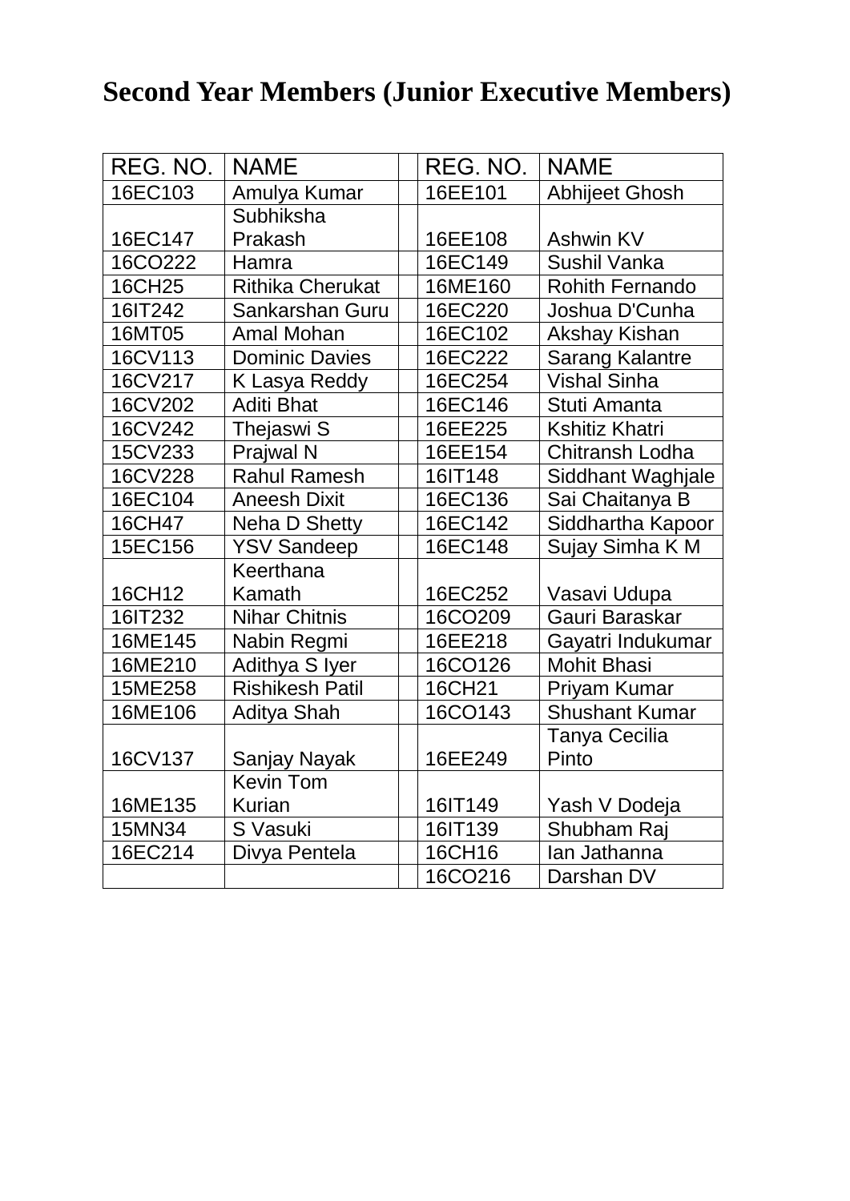# Second Year Members (Junior Executive Members)

| REG. NO. | NAME | | REG. NO. | NAME |
|---|---|---|---|---|
| 16EC103 | Amulya Kumar | | 16EE101 | Abhijeet Ghosh |
| 16EC147 | Subhiksha Prakash | | 16EE108 | Ashwin KV |
| 16CO222 | Hamra | | 16EC149 | Sushil Vanka |
| 16CH25 | Rithika Cherukat | | 16ME160 | Rohith Fernando |
| 16IT242 | Sankarshan Guru | | 16EC220 | Joshua D'Cunha |
| 16MT05 | Amal Mohan | | 16EC102 | Akshay Kishan |
| 16CV113 | Dominic Davies | | 16EC222 | Sarang Kalantre |
| 16CV217 | K Lasya Reddy | | 16EC254 | Vishal Sinha |
| 16CV202 | Aditi Bhat | | 16EC146 | Stuti Amanta |
| 16CV242 | Thejaswi S | | 16EE225 | Kshitiz Khatri |
| 15CV233 | Prajwal N | | 16EE154 | Chitransh Lodha |
| 16CV228 | Rahul Ramesh | | 16IT148 | Siddhant Waghjale |
| 16EC104 | Aneesh Dixit | | 16EC136 | Sai Chaitanya B |
| 16CH47 | Neha D Shetty | | 16EC142 | Siddhartha Kapoor |
| 15EC156 | YSV Sandeep | | 16EC148 | Sujay Simha K M |
| 16CH12 | Keerthana Kamath | | 16EC252 | Vasavi Udupa |
| 16IT232 | Nihar Chitnis | | 16CO209 | Gauri Baraskar |
| 16ME145 | Nabin Regmi | | 16EE218 | Gayatri Indukumar |
| 16ME210 | Adithya S Iyer | | 16CO126 | Mohit Bhasi |
| 15ME258 | Rishikesh Patil | | 16CH21 | Priyam Kumar |
| 16ME106 | Aditya Shah | | 16CO143 | Shushant Kumar |
| 16CV137 | Sanjay Nayak | | 16EE249 | Tanya Cecilia Pinto |
| 16ME135 | Kevin Tom Kurian | | 16IT149 | Yash V Dodeja |
| 15MN34 | S Vasuki | | 16IT139 | Shubham Raj |
| 16EC214 | Divya Pentela | | 16CH16 | Ian Jathanna |
| | | | 16CO216 | Darshan DV |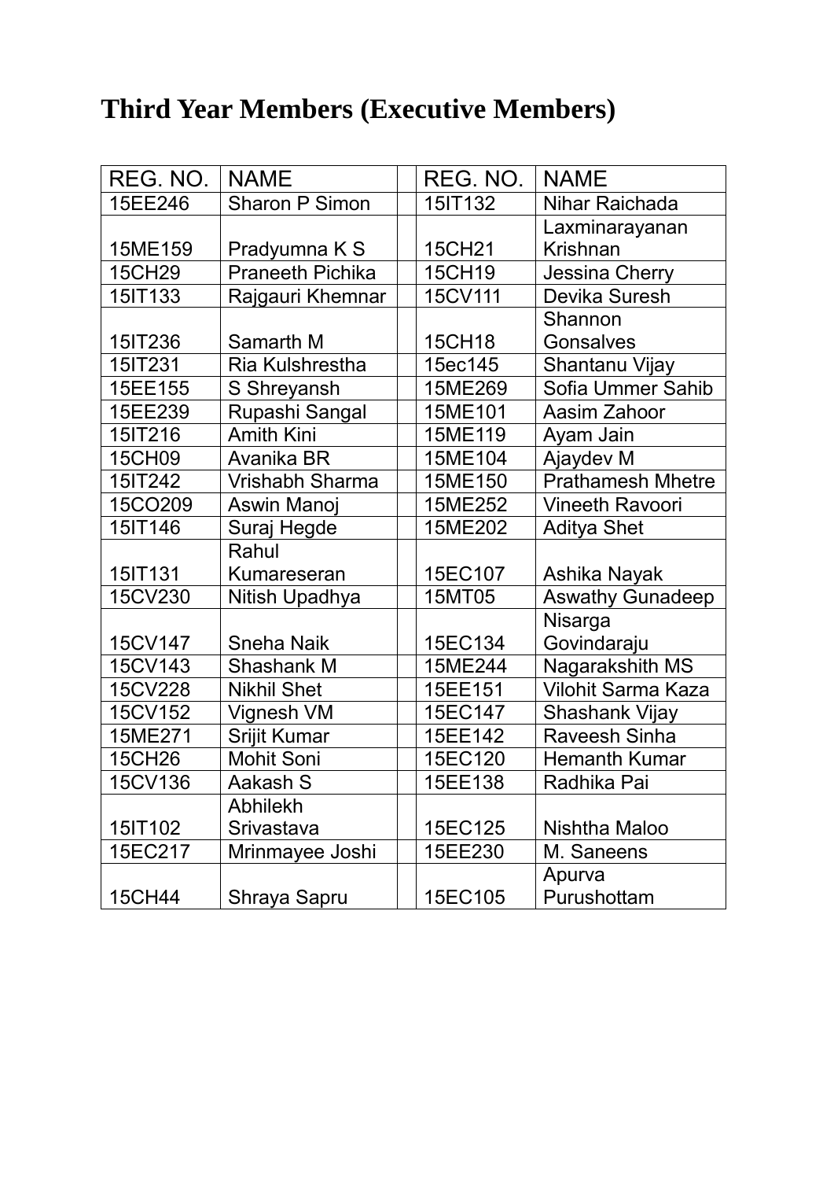# Third Year Members (Executive Members)

| REG. NO. | NAME | | REG. NO. | NAME |
|---|---|---|---|---|
| 15EE246 | Sharon P Simon | | 15IT132 | Nihar Raichada |
| 15ME159 | Pradyumna K S | | 15CH21 | Laxminarayanan Krishnan |
| 15CH29 | Praneeth Pichika | | 15CH19 | Jessina Cherry |
| 15IT133 | Rajgauri Khemnar | | 15CV111 | Devika Suresh |
| 15IT236 | Samarth M | | 15CH18 | Shannon Gonsalves |
| 15IT231 | Ria Kulshrestha | | 15ec145 | Shantanu Vijay |
| 15EE155 | S Shreyansh | | 15ME269 | Sofia Ummer Sahib |
| 15EE239 | Rupashi Sangal | | 15ME101 | Aasim Zahoor |
| 15IT216 | Amith Kini | | 15ME119 | Ayam Jain |
| 15CH09 | Avanika BR | | 15ME104 | Ajaydev M |
| 15IT242 | Vrishabh Sharma | | 15ME150 | Prathamesh Mhetre |
| 15CO209 | Aswin Manoj | | 15ME252 | Vineeth Ravoori |
| 15IT146 | Suraj Hegde | | 15ME202 | Aditya Shet |
| 15IT131 | Rahul Kumareseran | | 15EC107 | Ashika Nayak |
| 15CV230 | Nitish Upadhya | | 15MT05 | Aswathy Gunadeep |
| 15CV147 | Sneha Naik | | 15EC134 | Nisarga Govindaraju |
| 15CV143 | Shashank M | | 15ME244 | Nagarakshith MS |
| 15CV228 | Nikhil Shet | | 15EE151 | Vilohit Sarma Kaza |
| 15CV152 | Vignesh VM | | 15EC147 | Shashank Vijay |
| 15ME271 | Srijit Kumar | | 15EE142 | Raveesh Sinha |
| 15CH26 | Mohit Soni | | 15EC120 | Hemanth Kumar |
| 15CV136 | Aakash S | | 15EE138 | Radhika Pai |
| 15IT102 | Abhilekh Srivastava | | 15EC125 | Nishtha Maloo |
| 15EC217 | Mrinmayee Joshi | | 15EE230 | M. Saneens |
| 15CH44 | Shraya Sapru | | 15EC105 | Apurva Purushottam |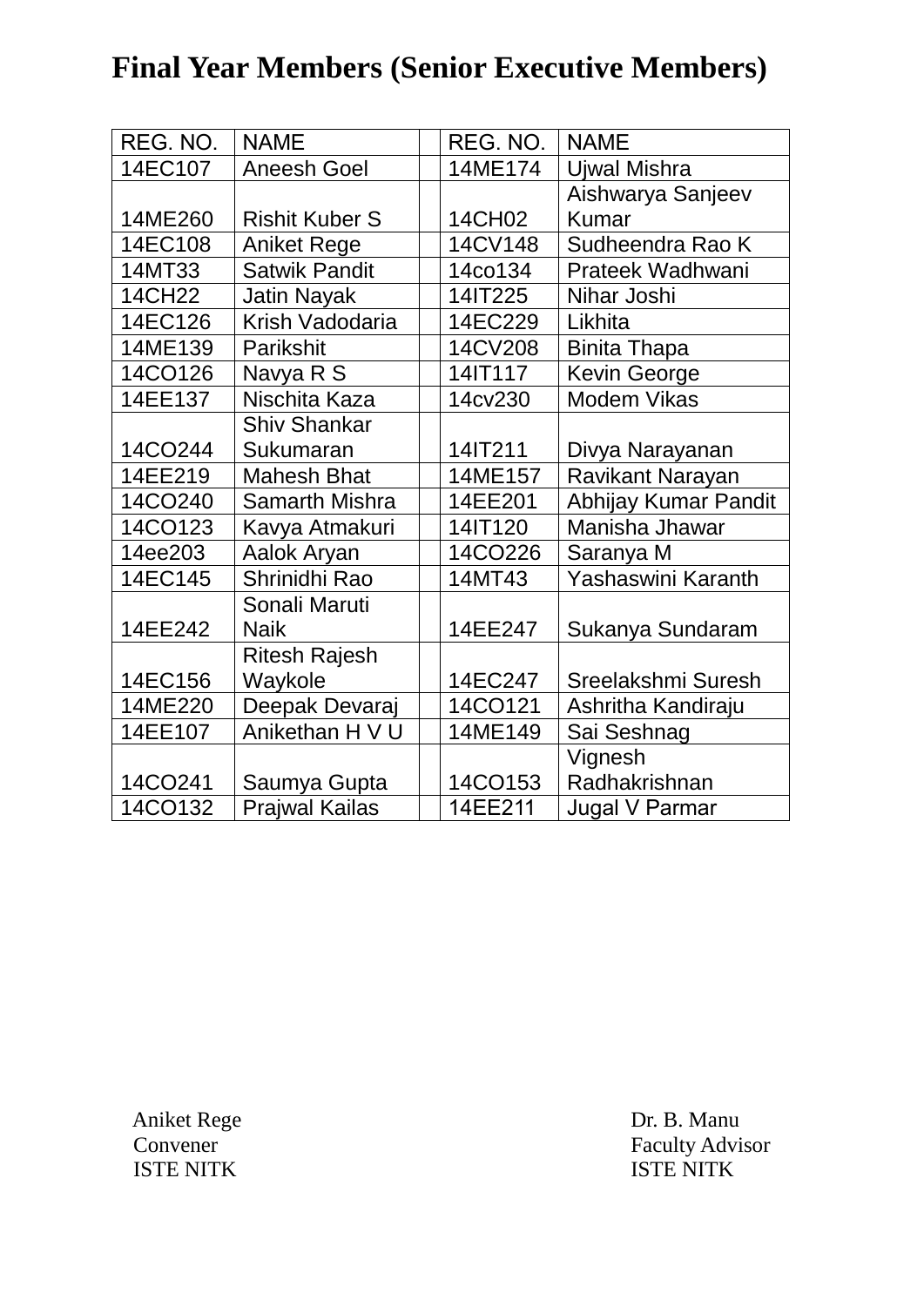# Final Year Members (Senior Executive Members)

| REG. NO. | NAME | | REG. NO. | NAME |
|---|---|---|---|---|
| 14EC107 | Aneesh Goel | | 14ME174 | Ujwal Mishra |
| 14ME260 | Rishit Kuber S | | 14CH02 | Aishwarya Sanjeev Kumar |
| 14EC108 | Aniket Rege | | 14CV148 | Sudheendra Rao K |
| 14MT33 | Satwik Pandit | | 14co134 | Prateek Wadhwani |
| 14CH22 | Jatin Nayak | | 14IT225 | Nihar Joshi |
| 14EC126 | Krish Vadodaria | | 14EC229 | Likhita |
| 14ME139 | Parikshit | | 14CV208 | Binita Thapa |
| 14CO126 | Navya R S | | 14IT117 | Kevin George |
| 14EE137 | Nischita Kaza | | 14cv230 | Modem Vikas |
| 14CO244 | Shiv Shankar Sukumaran | | 14IT211 | Divya Narayanan |
| 14EE219 | Mahesh Bhat | | 14ME157 | Ravikant Narayan |
| 14CO240 | Samarth Mishra | | 14EE201 | Abhijay Kumar Pandit |
| 14CO123 | Kavya Atmakuri | | 14IT120 | Manisha Jhawar |
| 14ee203 | Aalok Aryan | | 14CO226 | Saranya M |
| 14EC145 | Shrinidhi Rao | | 14MT43 | Yashaswini Karanth |
| 14EE242 | Sonali Maruti Naik | | 14EE247 | Sukanya Sundaram |
| 14EC156 | Ritesh Rajesh Waykole | | 14EC247 | Sreelakshmi Suresh |
| 14ME220 | Deepak Devaraj | | 14CO121 | Ashritha Kandiraju |
| 14EE107 | Anikethan H V U | | 14ME149 | Sai Seshnag |
| 14CO241 | Saumya Gupta | | 14CO153 | Vignesh Radhakrishnan |
| 14CO132 | Prajwal Kailas | | 14EE211 | Jugal V Parmar |

Aniket Rege
Convener
ISTE NITK

Dr. B. Manu
Faculty Advisor
ISTE NITK